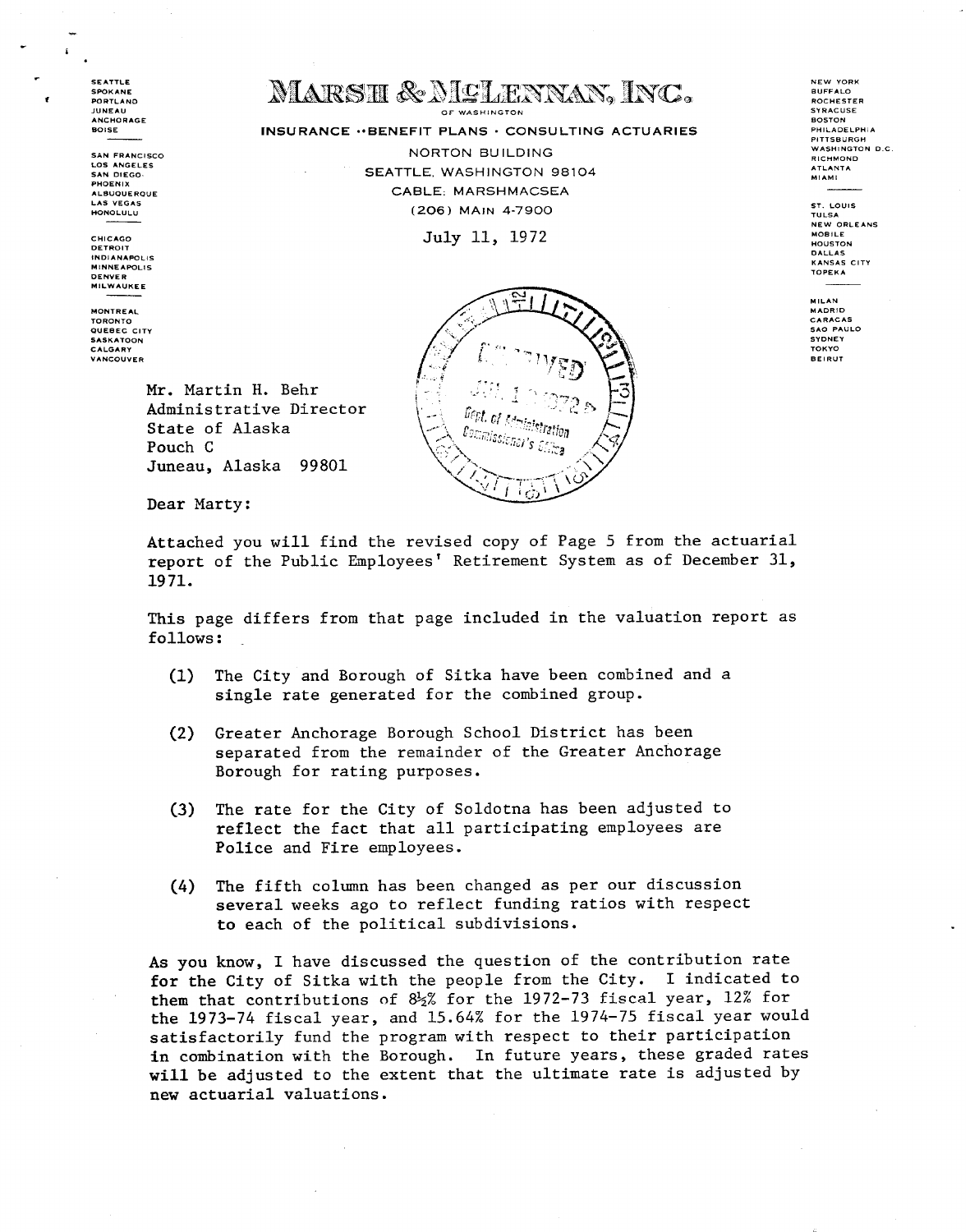SEATTLE
SPOKANE
PORTLAND
JUNEAU
ANCHORAGE
BOISE

SAN FRANCISCO
LOS ANGELES
SAN DIEGO
PHOENIX
ALBUQUERQUE
LAS VEGAS
HONOLULU

CHICAGO
DETROIT
INDIANAPOLIS
MINNEAPOLIS
DENVER
MILWAUKEE

MONTREAL
TORONTO
QUEBEC CITY
SASKATOON
CALGARY
VANCOUVER

# MARSH & McLENNAN, INC.

OF WASHINGTON

INSURANCE · BENEFIT PLANS · CONSULTING ACTUARIES

NORTON BUILDING
SEATTLE, WASHINGTON 98104
CABLE: MARSHMACSEA
(206) MAIN 4-7900

NEW YORK
BUFFALO
ROCHESTER
SYRACUSE
BOSTON
PHILADELPHIA
PITTSBURGH
WASHINGTON D.C.
RICHMOND
ATLANTA
MIAMI

ST. LOUIS
TULSA
NEW ORLEANS
MOBILE
HOUSTON
DALLAS
KANSAS CITY
TOPEKA

MILAN
MADRID
CARACAS
SAO PAULO
SYDNEY
TOKYO
BEIRUT

July 11, 1972

RECEIVED
JUL 1 ? 1972
Dept. of Administration
Commissioner's Office

Mr. Martin H. Behr
Administrative Director
State of Alaska
Pouch C
Juneau, Alaska 99801

Dear Marty:

Attached you will find the revised copy of Page 5 from the actuarial report of the Public Employees' Retirement System as of December 31, 1971.

This page differs from that page included in the valuation report as follows:

(1) The City and Borough of Sitka have been combined and a single rate generated for the combined group.

(2) Greater Anchorage Borough School District has been separated from the remainder of the Greater Anchorage Borough for rating purposes.

(3) The rate for the City of Soldotna has been adjusted to reflect the fact that all participating employees are Police and Fire employees.

(4) The fifth column has been changed as per our discussion several weeks ago to reflect funding ratios with respect to each of the political subdivisions.

As you know, I have discussed the question of the contribution rate for the City of Sitka with the people from the City. I indicated to them that contributions of 8½% for the 1972-73 fiscal year, 12% for the 1973-74 fiscal year, and 15.64% for the 1974-75 fiscal year would satisfactorily fund the program with respect to their participation in combination with the Borough. In future years, these graded rates will be adjusted to the extent that the ultimate rate is adjusted by new actuarial valuations.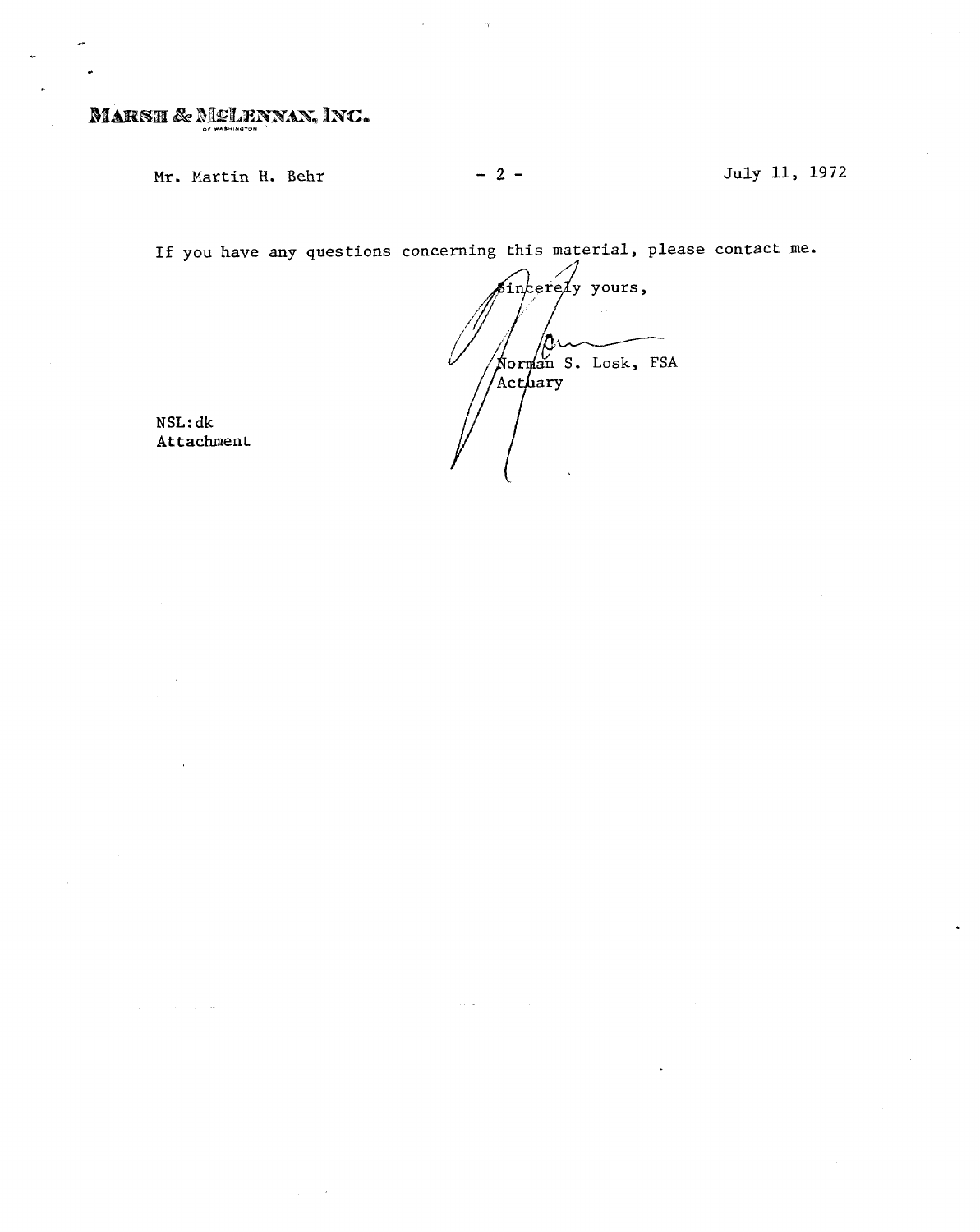MARSH & McLENNAN, INC.
OF WASHINGTON

Mr. Martin H. Behr - 2 - July 11, 1972

If you have any questions concerning this material, please contact me.

Sincerely yours,

Norman S. Losk, FSA
Actuary

NSL:dk
Attachment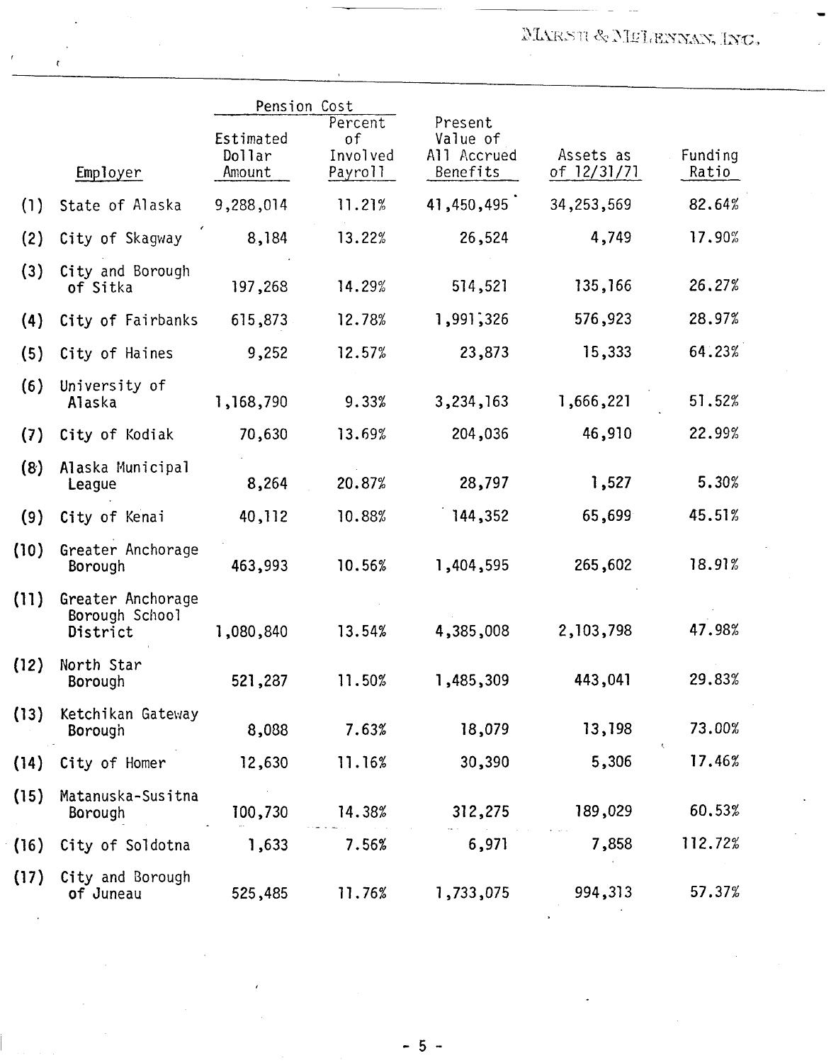| | Employer | Pension Cost | | Present Value of All Accrued Benefits | Assets as of 12/31/71 | Funding Ratio |
|---|---|---|---|---|---|---|
| | | Estimated Dollar Amount | Percent of Involved Payroll | | | |
| (1) | State of Alaska | 9,288,014 | 11.21% | 41,450,495 | 34,253,569 | 82.64% |
| (2) | City of Skagway | 8,184 | 13.22% | 26,524 | 4,749 | 17.90% |
| (3) | City and Borough of Sitka | 197,268 | 14.29% | 514,521 | 135,166 | 26.27% |
| (4) | City of Fairbanks | 615,873 | 12.78% | 1,991,326 | 576,923 | 28.97% |
| (5) | City of Haines | 9,252 | 12.57% | 23,873 | 15,333 | 64.23% |
| (6) | University of Alaska | 1,168,790 | 9.33% | 3,234,163 | 1,666,221 | 51.52% |
| (7) | City of Kodiak | 70,630 | 13.69% | 204,036 | 46,910 | 22.99% |
| (8) | Alaska Municipal League | 8,264 | 20.87% | 28,797 | 1,527 | 5.30% |
| (9) | City of Kenai | 40,112 | 10.88% | 144,352 | 65,699 | 45.51% |
| (10) | Greater Anchorage Borough | 463,993 | 10.56% | 1,404,595 | 265,602 | 18.91% |
| (11) | Greater Anchorage Borough School District | 1,080,840 | 13.54% | 4,385,008 | 2,103,798 | 47.98% |
| (12) | North Star Borough | 521,287 | 11.50% | 1,485,309 | 443,041 | 29.83% |
| (13) | Ketchikan Gateway Borough | 8,088 | 7.63% | 18,079 | 13,198 | 73.00% |
| (14) | City of Homer | 12,630 | 11.16% | 30,390 | 5,306 | 17.46% |
| (15) | Matanuska-Susitna Borough | 100,730 | 14.38% | 312,275 | 189,029 | 60.53% |
| (16) | City of Soldotna | 1,633 | 7.56% | 6,971 | 7,858 | 112.72% |
| (17) | City and Borough of Juneau | 525,485 | 11.76% | 1,733,075 | 994,313 | 57.37% |